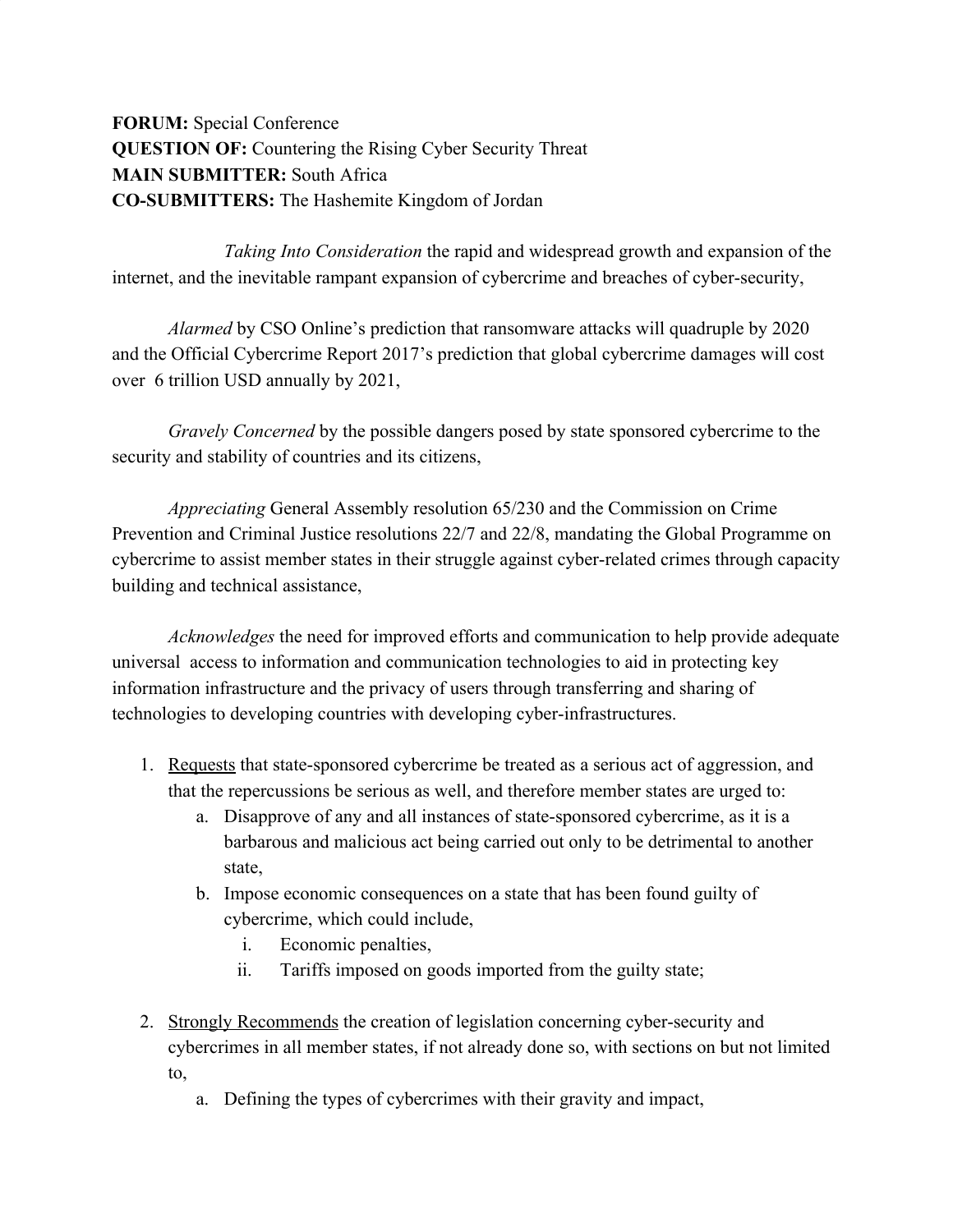**FORUM:** Special Conference
**QUESTION OF:** Countering the Rising Cyber Security Threat
**MAIN SUBMITTER:** South Africa
**CO-SUBMITTERS:** The Hashemite Kingdom of Jordan

*Taking Into Consideration* the rapid and widespread growth and expansion of the internet, and the inevitable rampant expansion of cybercrime and breaches of cyber-security,

*Alarmed* by CSO Online's prediction that ransomware attacks will quadruple by 2020 and the Official Cybercrime Report 2017's prediction that global cybercrime damages will cost over 6 trillion USD annually by 2021,

*Gravely Concerned* by the possible dangers posed by state sponsored cybercrime to the security and stability of countries and its citizens,

*Appreciating* General Assembly resolution 65/230 and the Commission on Crime Prevention and Criminal Justice resolutions 22/7 and 22/8, mandating the Global Programme on cybercrime to assist member states in their struggle against cyber-related crimes through capacity building and technical assistance,

*Acknowledges* the need for improved efforts and communication to help provide adequate universal access to information and communication technologies to aid in protecting key information infrastructure and the privacy of users through transferring and sharing of technologies to developing countries with developing cyber-infrastructures.

1. Requests that state-sponsored cybercrime be treated as a serious act of aggression, and that the repercussions be serious as well, and therefore member states are urged to:
    a. Disapprove of any and all instances of state-sponsored cybercrime, as it is a barbarous and malicious act being carried out only to be detrimental to another state,
    b. Impose economic consequences on a state that has been found guilty of cybercrime, which could include,
        i. Economic penalties,
        ii. Tariffs imposed on goods imported from the guilty state;

2. Strongly Recommends the creation of legislation concerning cyber-security and cybercrimes in all member states, if not already done so, with sections on but not limited to,
    a. Defining the types of cybercrimes with their gravity and impact,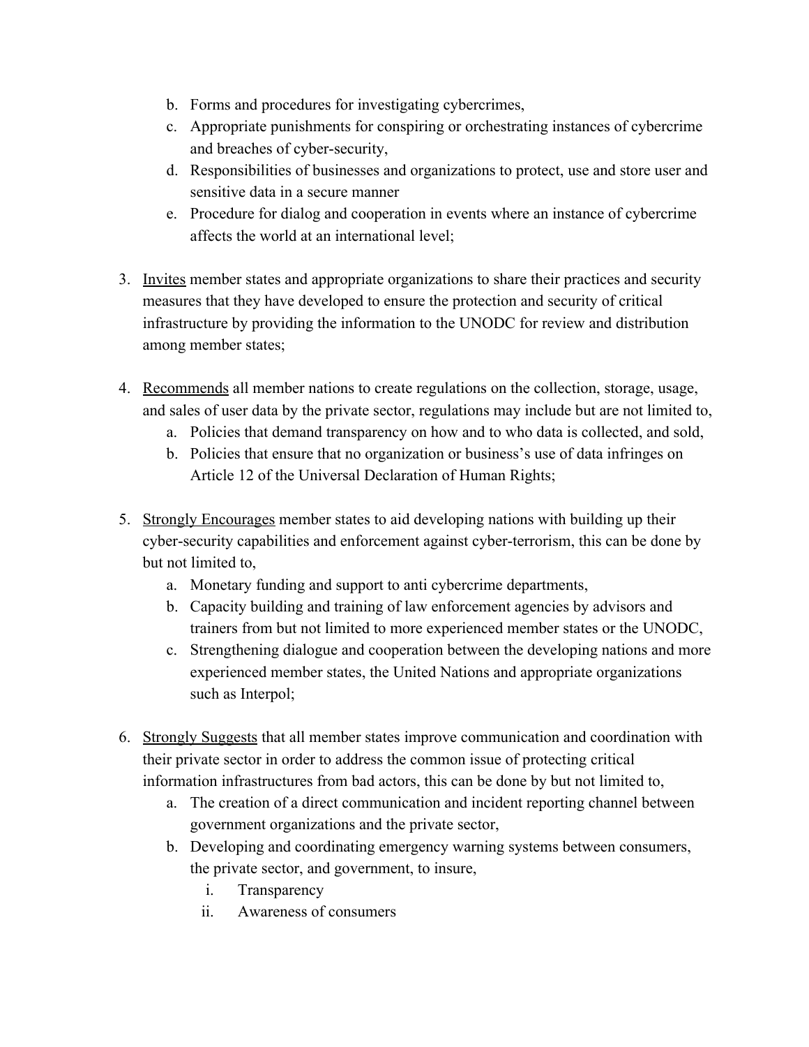b. Forms and procedures for investigating cybercrimes,
   c. Appropriate punishments for conspiring or orchestrating instances of cybercrime and breaches of cyber-security,
   d. Responsibilities of businesses and organizations to protect, use and store user and sensitive data in a secure manner
   e. Procedure for dialog and cooperation in events where an instance of cybercrime affects the world at an international level;

3. <u>Invites</u> member states and appropriate organizations to share their practices and security measures that they have developed to ensure the protection and security of critical infrastructure by providing the information to the UNODC for review and distribution among member states;

4. <u>Recommends</u> all member nations to create regulations on the collection, storage, usage, and sales of user data by the private sector, regulations may include but are not limited to,
   a. Policies that demand transparency on how and to who data is collected, and sold,
   b. Policies that ensure that no organization or business's use of data infringes on Article 12 of the Universal Declaration of Human Rights;

5. <u>Strongly Encourages</u> member states to aid developing nations with building up their cyber-security capabilities and enforcement against cyber-terrorism, this can be done by but not limited to,
   a. Monetary funding and support to anti cybercrime departments,
   b. Capacity building and training of law enforcement agencies by advisors and trainers from but not limited to more experienced member states or the UNODC,
   c. Strengthening dialogue and cooperation between the developing nations and more experienced member states, the United Nations and appropriate organizations such as Interpol;

6. <u>Strongly Suggests</u> that all member states improve communication and coordination with their private sector in order to address the common issue of protecting critical information infrastructures from bad actors, this can be done by but not limited to,
   a. The creation of a direct communication and incident reporting channel between government organizations and the private sector,
   b. Developing and coordinating emergency warning systems between consumers, the private sector, and government, to insure,
      i. Transparency
      ii. Awareness of consumers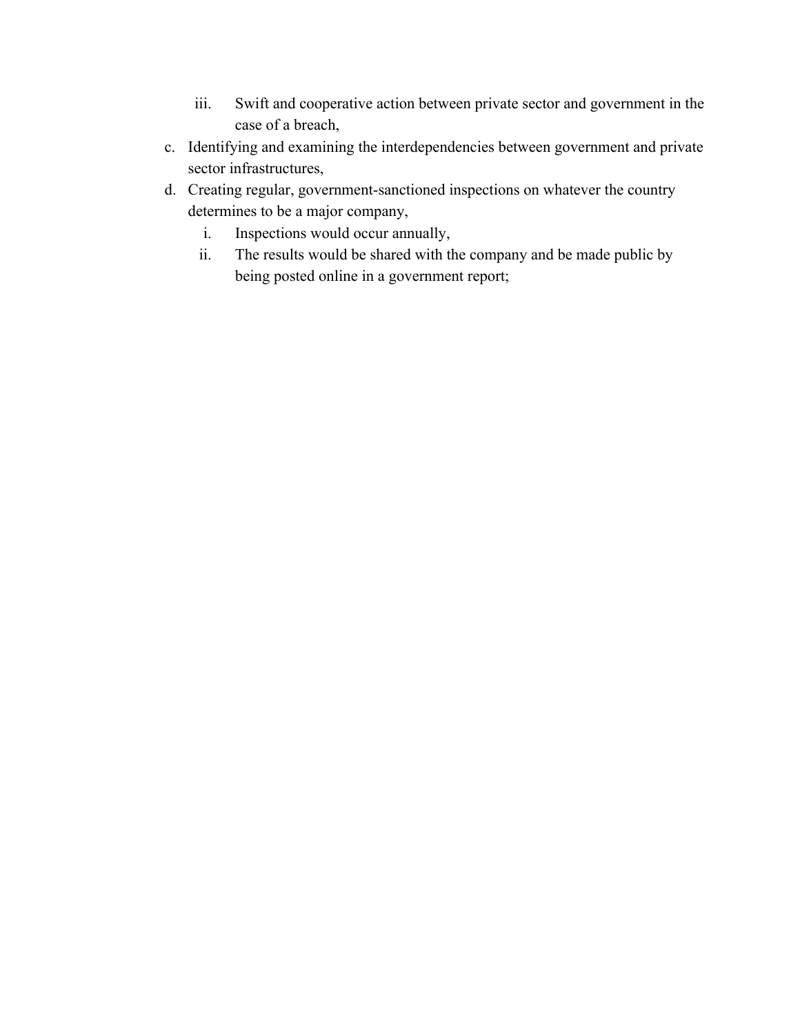iii. Swift and cooperative action between private sector and government in the case of a breach,

c. Identifying and examining the interdependencies between government and private sector infrastructures,

d. Creating regular, government-sanctioned inspections on whatever the country determines to be a major company,

    i. Inspections would occur annually,

    ii. The results would be shared with the company and be made public by being posted online in a government report;